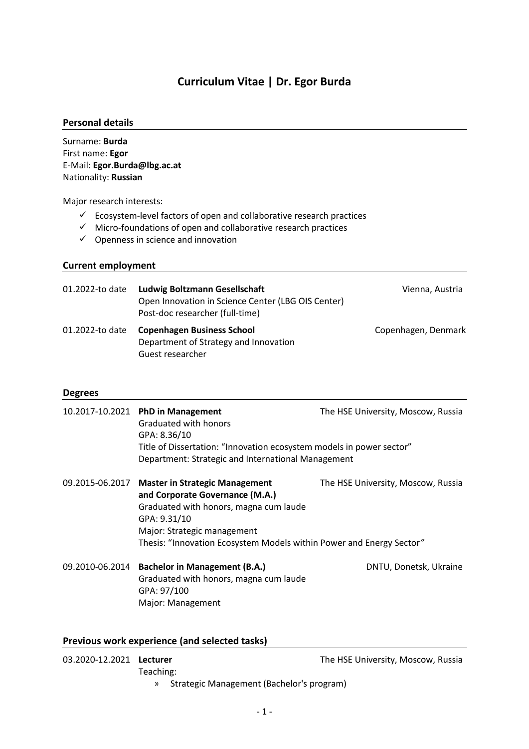# Curriculum Vitae | Dr. Egor Burda

## Personal details

Surname: **Burda**
First name: **Egor**
E-Mail: **Egor.Burda@lbg.ac.at**
Nationality: **Russian**

Major research interests:

- ✓ Ecosystem-level factors of open and collaborative research practices
- ✓ Micro-foundations of open and collaborative research practices
- ✓ Openness in science and innovation

## Current employment

01.2022-to date **Ludwig Boltzmann Gesellschaft** — Vienna, Austria
Open Innovation in Science Center (LBG OIS Center)
Post-doc researcher (full-time)

01.2022-to date **Copenhagen Business School** — Copenhagen, Denmark
Department of Strategy and Innovation
Guest researcher

## Degrees

10.2017-10.2021 **PhD in Management** — The HSE University, Moscow, Russia
Graduated with honors
GPA: 8.36/10
Title of Dissertation: "Innovation ecosystem models in power sector"
Department: Strategic and International Management

09.2015-06.2017 **Master in Strategic Management and Corporate Governance (M.A.)** — The HSE University, Moscow, Russia
Graduated with honors, magna cum laude
GPA: 9.31/10
Major: Strategic management
Thesis: "Innovation Ecosystem Models within Power and Energy Sector"

09.2010-06.2014 **Bachelor in Management (B.A.)** — DNTU, Donetsk, Ukraine
Graduated with honors, magna cum laude
GPA: 97/100
Major: Management

## Previous work experience (and selected tasks)

03.2020-12.2021 **Lecturer** — The HSE University, Moscow, Russia
Teaching:

» Strategic Management (Bachelor's program)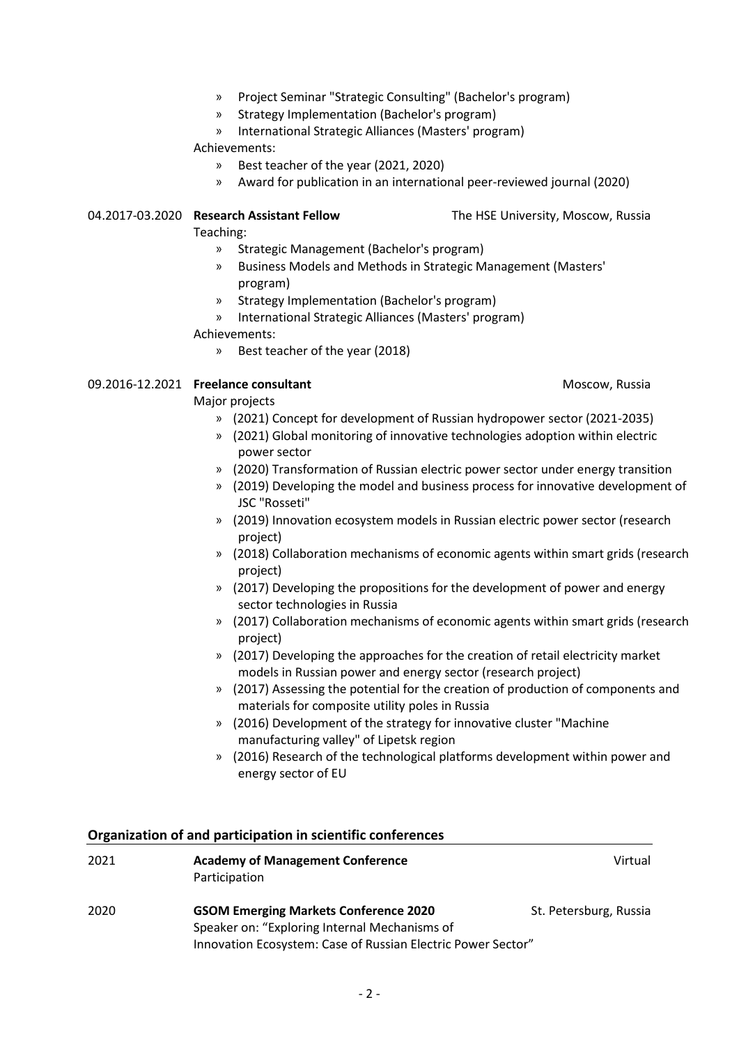- Project Seminar "Strategic Consulting" (Bachelor's program)
- Strategy Implementation (Bachelor's program)
- International Strategic Alliances (Masters' program)

Achievements:

- Best teacher of the year (2021, 2020)
- Award for publication in an international peer-reviewed journal (2020)

04.2017-03.2020 **Research Assistant Fellow** The HSE University, Moscow, Russia

Teaching:

- Strategic Management (Bachelor's program)
- Business Models and Methods in Strategic Management (Masters' program)
- Strategy Implementation (Bachelor's program)
- International Strategic Alliances (Masters' program)

Achievements:

- Best teacher of the year (2018)

09.2016-12.2021 **Freelance consultant** Moscow, Russia

Major projects

- (2021) Concept for development of Russian hydropower sector (2021-2035)
- (2021) Global monitoring of innovative technologies adoption within electric power sector
- (2020) Transformation of Russian electric power sector under energy transition
- (2019) Developing the model and business process for innovative development of JSC "Rosseti"
- (2019) Innovation ecosystem models in Russian electric power sector (research project)
- (2018) Collaboration mechanisms of economic agents within smart grids (research project)
- (2017) Developing the propositions for the development of power and energy sector technologies in Russia
- (2017) Collaboration mechanisms of economic agents within smart grids (research project)
- (2017) Developing the approaches for the creation of retail electricity market models in Russian power and energy sector (research project)
- (2017) Assessing the potential for the creation of production of components and materials for composite utility poles in Russia
- (2016) Development of the strategy for innovative cluster "Machine manufacturing valley" of Lipetsk region
- (2016) Research of the technological platforms development within power and energy sector of EU

## Organization of and participation in scientific conferences

2021 **Academy of Management Conference** Virtual
Participation

2020 **GSOM Emerging Markets Conference 2020** St. Petersburg, Russia
Speaker on: "Exploring Internal Mechanisms of Innovation Ecosystem: Case of Russian Electric Power Sector"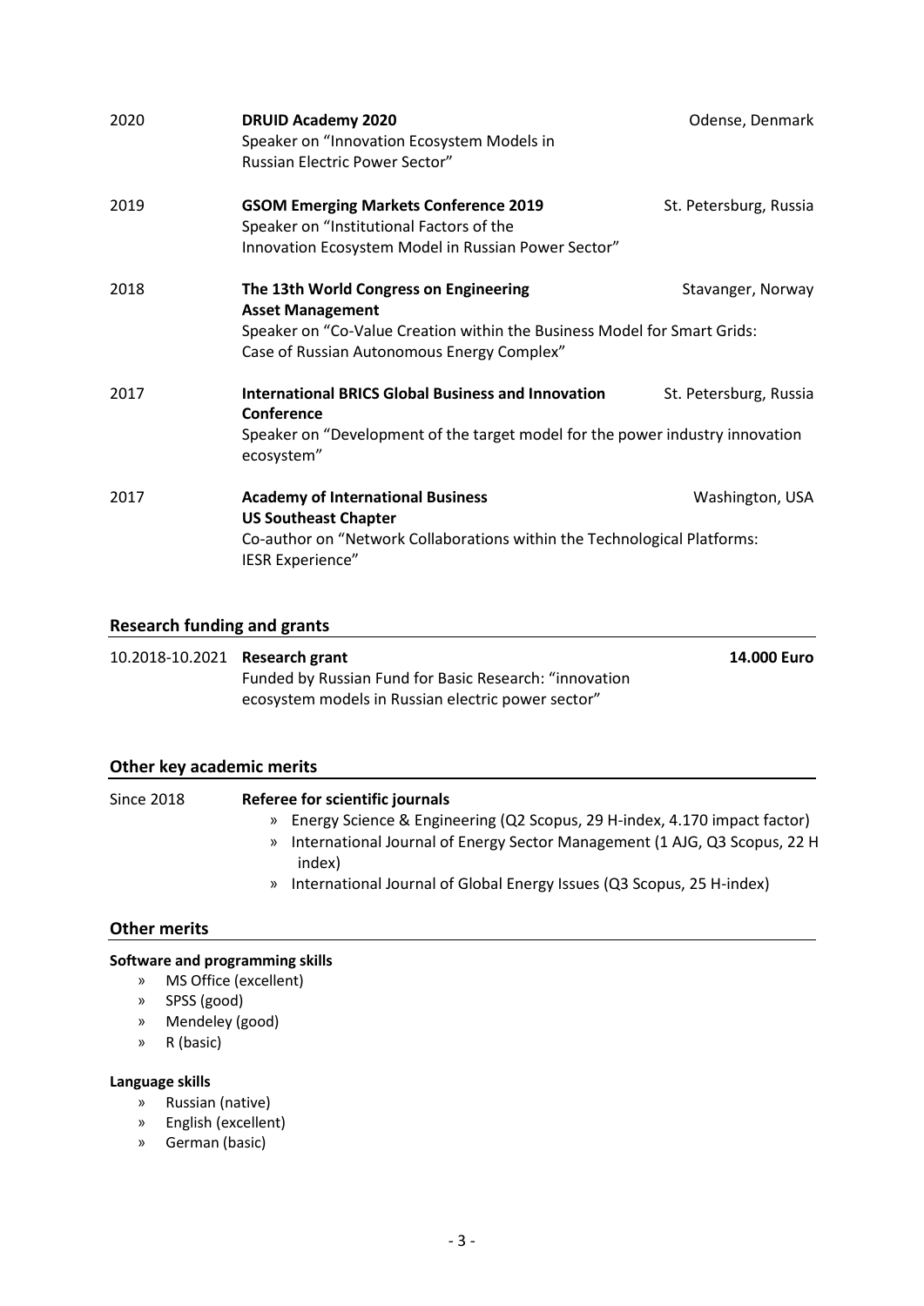2020 **DRUID Academy 2020** Odense, Denmark
Speaker on "Innovation Ecosystem Models in Russian Electric Power Sector"

2019 **GSOM Emerging Markets Conference 2019** St. Petersburg, Russia
Speaker on "Institutional Factors of the Innovation Ecosystem Model in Russian Power Sector"

2018 **The 13th World Congress on Engineering Asset Management** Stavanger, Norway
Speaker on "Co-Value Creation within the Business Model for Smart Grids: Case of Russian Autonomous Energy Complex"

2017 **International BRICS Global Business and Innovation Conference** St. Petersburg, Russia
Speaker on "Development of the target model for the power industry innovation ecosystem"

2017 **Academy of International Business US Southeast Chapter** Washington, USA
Co-author on "Network Collaborations within the Technological Platforms: IESR Experience"

## Research funding and grants

10.2018-10.2021 **Research grant** **14.000 Euro**
Funded by Russian Fund for Basic Research: "innovation ecosystem models in Russian electric power sector"

## Other key academic merits

Since 2018 **Referee for scientific journals**

- Energy Science & Engineering (Q2 Scopus, 29 H-index, 4.170 impact factor)
- International Journal of Energy Sector Management (1 AJG, Q3 Scopus, 22 H index)
- International Journal of Global Energy Issues (Q3 Scopus, 25 H-index)

## Other merits

**Software and programming skills**

- MS Office (excellent)
- SPSS (good)
- Mendeley (good)
- R (basic)

**Language skills**

- Russian (native)
- English (excellent)
- German (basic)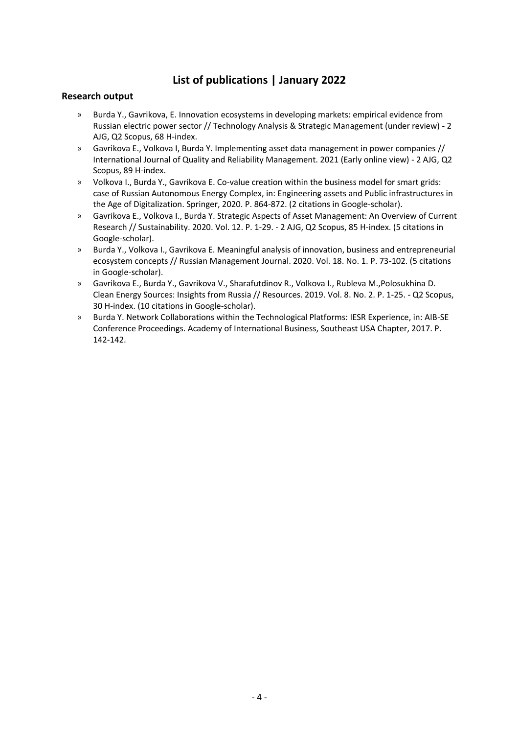## List of publications | January 2022

### Research output

- Burda Y., Gavrikova, E. Innovation ecosystems in developing markets: empirical evidence from Russian electric power sector // Technology Analysis & Strategic Management (under review) - 2 AJG, Q2 Scopus, 68 H-index.
- Gavrikova E., Volkova I, Burda Y. Implementing asset data management in power companies // International Journal of Quality and Reliability Management. 2021 (Early online view) - 2 AJG, Q2 Scopus, 89 H-index.
- Volkova I., Burda Y., Gavrikova E. Co-value creation within the business model for smart grids: case of Russian Autonomous Energy Complex, in: Engineering assets and Public infrastructures in the Age of Digitalization. Springer, 2020. P. 864-872. (2 citations in Google-scholar).
- Gavrikova E., Volkova I., Burda Y. Strategic Aspects of Asset Management: An Overview of Current Research // Sustainability. 2020. Vol. 12. P. 1-29. - 2 AJG, Q2 Scopus, 85 H-index. (5 citations in Google-scholar).
- Burda Y., Volkova I., Gavrikova E. Meaningful analysis of innovation, business and entrepreneurial ecosystem concepts // Russian Management Journal. 2020. Vol. 18. No. 1. P. 73-102. (5 citations in Google-scholar).
- Gavrikova E., Burda Y., Gavrikova V., Sharafutdinov R., Volkova I., Rubleva M.,Polosukhina D. Clean Energy Sources: Insights from Russia // Resources. 2019. Vol. 8. No. 2. P. 1-25. - Q2 Scopus, 30 H-index. (10 citations in Google-scholar).
- Burda Y. Network Collaborations within the Technological Platforms: IESR Experience, in: AIB-SE Conference Proceedings. Academy of International Business, Southeast USA Chapter, 2017. P. 142-142.